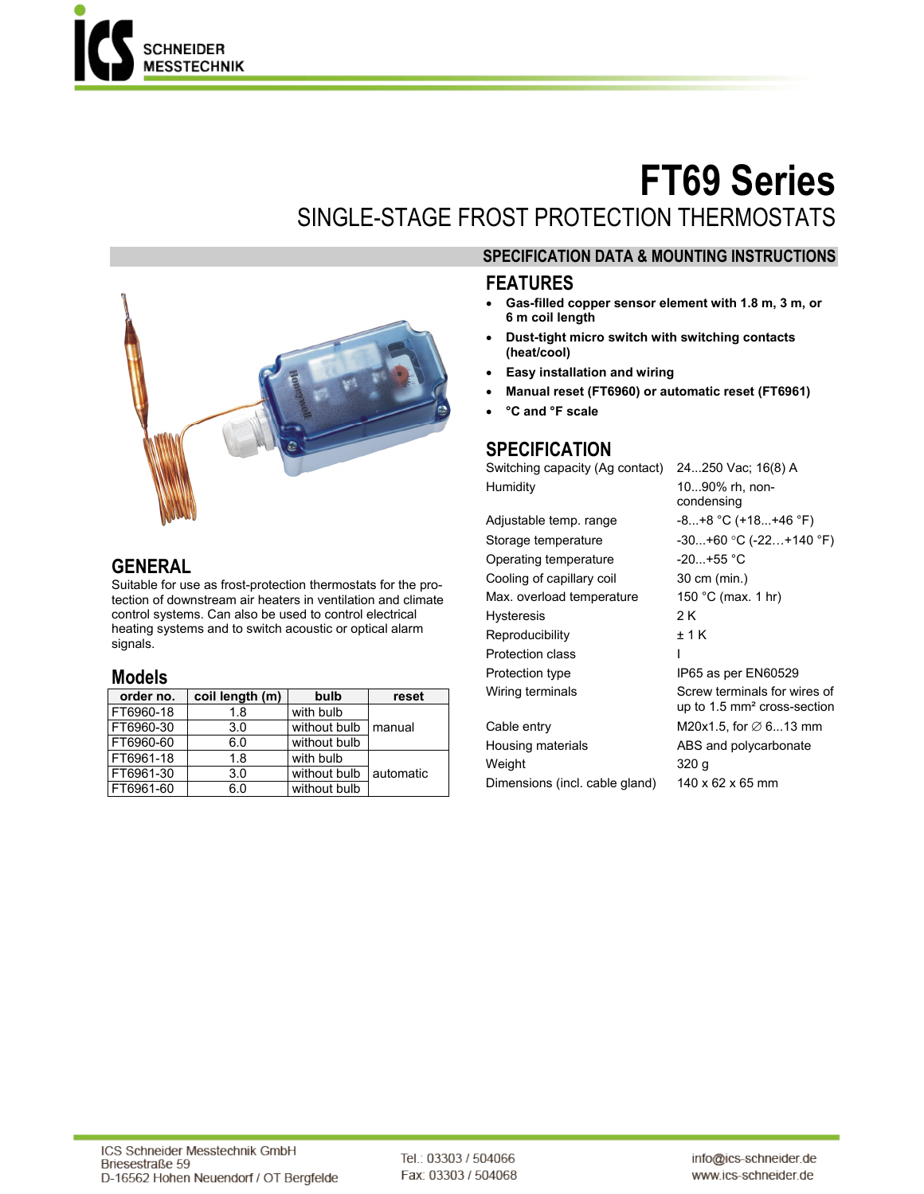# FT69 Series

## SINGLE-STAGE FROST PROTECTION THERMOSTATS

### SPECIFICATION DATA & MOUNTING INSTRUCTIONS

## GENERAL

Suitable for use as frost-protection thermostats for the protection of downstream air heaters in ventilation and climate control systems. Can also be used to control electrical heating systems and to switch acoustic or optical alarm signals.

## Models

| order no. | coil length (m) | bulb | reset |
|---|---|---|---|
| FT6960-18 | 1.8 | with bulb | manual |
| FT6960-30 | 3.0 | without bulb | |
| FT6960-60 | 6.0 | without bulb | |
| FT6961-18 | 1.8 | with bulb | automatic |
| FT6961-30 | 3.0 | without bulb | |
| FT6961-60 | 6.0 | without bulb | |

## FEATURES

- **Gas-filled copper sensor element with 1.8 m, 3 m, or 6 m coil length**
- **Dust-tight micro switch with switching contacts (heat/cool)**
- **Easy installation and wiring**
- **Manual reset (FT6960) or automatic reset (FT6961)**
- **°C and °F scale**

## SPECIFICATION

| | |
|---|---|
| Switching capacity (Ag contact) | 24...250 Vac; 16(8) A |
| Humidity | 10...90% rh, non-condensing |
| Adjustable temp. range | -8...+8 °C (+18...+46 °F) |
| Storage temperature | -30...+60 °C (-22…+140 °F) |
| Operating temperature | -20...+55 °C |
| Cooling of capillary coil | 30 cm (min.) |
| Max. overload temperature | 150 °C (max. 1 hr) |
| Hysteresis | 2 K |
| Reproducibility | ± 1 K |
| Protection class | I |
| Protection type | IP65 as per EN60529 |
| Wiring terminals | Screw terminals for wires of up to 1.5 mm² cross-section |
| Cable entry | M20x1.5, for ∅ 6...13 mm |
| Housing materials | ABS and polycarbonate |
| Weight | 320 g |
| Dimensions (incl. cable gland) | 140 x 62 x 65 mm |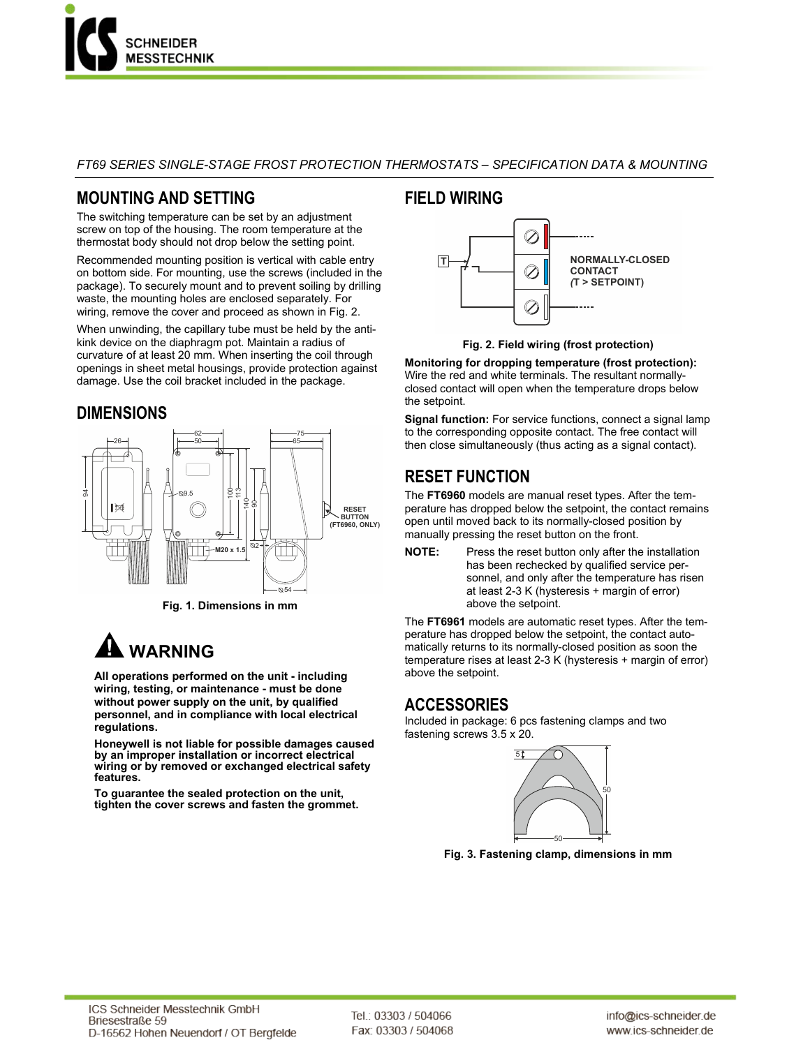*FT69 SERIES SINGLE-STAGE FROST PROTECTION THERMOSTATS – SPECIFICATION DATA & MOUNTING*

## MOUNTING AND SETTING

The switching temperature can be set by an adjustment screw on top of the housing. The room temperature at the thermostat body should not drop below the setting point.

Recommended mounting position is vertical with cable entry on bottom side. For mounting, use the screws (included in the package). To securely mount and to prevent soiling by drilling waste, the mounting holes are enclosed separately. For wiring, remove the cover and proceed as shown in Fig. 2.

When unwinding, the capillary tube must be held by the anti-kink device on the diaphragm pot. Maintain a radius of curvature of at least 20 mm. When inserting the coil through openings in sheet metal housings, provide protection against damage. Use the coil bracket included in the package.

## DIMENSIONS

26
62
50
75
65
94
9.5
100
113
140
90
RESET BUTTON (FT6960, ONLY)
M20 x 1.5
2
54

**Fig. 1. Dimensions in mm**

## ⚠ WARNING

**All operations performed on the unit - including wiring, testing, or maintenance - must be done without power supply on the unit, by qualified personnel, and in compliance with local electrical regulations.**

**Honeywell is not liable for possible damages caused by an improper installation or incorrect electrical wiring or by removed or exchanged electrical safety features.**

**To guarantee the sealed protection on the unit, tighten the cover screws and fasten the grommet.**

## FIELD WIRING

T
NORMALLY-CLOSED CONTACT (T > SETPOINT)

**Fig. 2. Field wiring (frost protection)**

**Monitoring for dropping temperature (frost protection):** Wire the red and white terminals. The resultant normally-closed contact will open when the temperature drops below the setpoint.

**Signal function:** For service functions, connect a signal lamp to the corresponding opposite contact. The free contact will then close simultaneously (thus acting as a signal contact).

## RESET FUNCTION

The **FT6960** models are manual reset types. After the temperature has dropped below the setpoint, the contact remains open until moved back to its normally-closed position by manually pressing the reset button on the front.

**NOTE:** Press the reset button only after the installation has been rechecked by qualified service personnel, and only after the temperature has risen at least 2-3 K (hysteresis + margin of error) above the setpoint.

The **FT6961** models are automatic reset types. After the temperature has dropped below the setpoint, the contact automatically returns to its normally-closed position as soon the temperature rises at least 2-3 K (hysteresis + margin of error) above the setpoint.

## ACCESSORIES

Included in package: 6 pcs fastening clamps and two fastening screws 3.5 x 20.

5
50
50

**Fig. 3. Fastening clamp, dimensions in mm**

ICS Schneider Messtechnik GmbH
Briesestraße 59
D-16562 Hohen Neuendorf / OT Bergfelde

Tel.: 03303 / 504066
Fax: 03303 / 504068

info@ics-schneider.de
www.ics-schneider.de